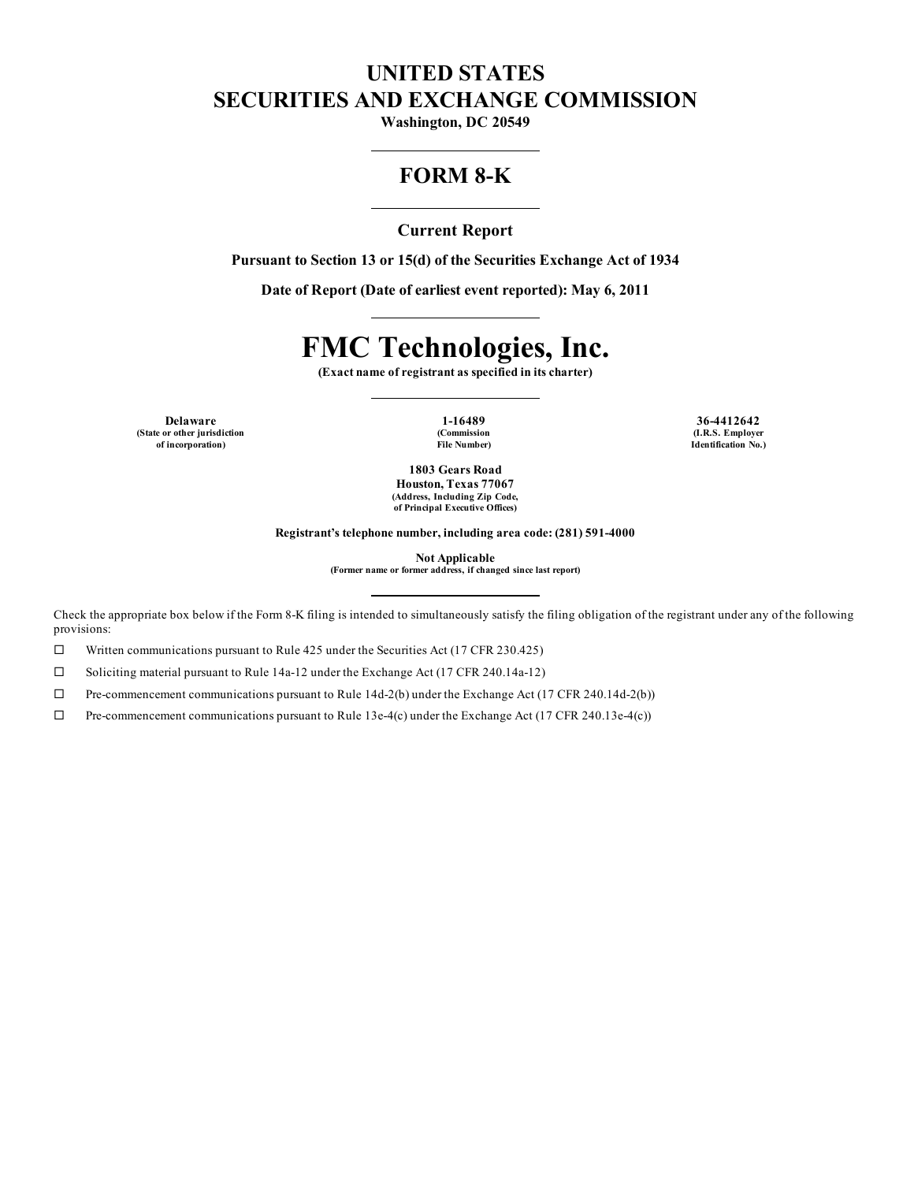# UNITED STATES
# SECURITIES AND EXCHANGE COMMISSION

**Washington, DC 20549**

---

## FORM 8-K

---

**Current Report**

**Pursuant to Section 13 or 15(d) of the Securities Exchange Act of 1934**

**Date of Report (Date of earliest event reported): May 6, 2011**

---

# FMC Technologies, Inc.

**(Exact name of registrant as specified in its charter)**

---

| Delaware | 1-16489 | 36-4412642 |
|---|---|---|
| (State or other jurisdiction of incorporation) | (Commission File Number) | (I.R.S. Employer Identification No.) |

**1803 Gears Road**
**Houston, Texas 77067**
**(Address, Including Zip Code, of Principal Executive Offices)**

**Registrant's telephone number, including area code: (281) 591-4000**

**Not Applicable**
**(Former name or former address, if changed since last report)**

---

Check the appropriate box below if the Form 8-K filing is intended to simultaneously satisfy the filing obligation of the registrant under any of the following provisions:

☐ Written communications pursuant to Rule 425 under the Securities Act (17 CFR 230.425)

☐ Soliciting material pursuant to Rule 14a-12 under the Exchange Act (17 CFR 240.14a-12)

☐ Pre-commencement communications pursuant to Rule 14d-2(b) under the Exchange Act (17 CFR 240.14d-2(b))

☐ Pre-commencement communications pursuant to Rule 13e-4(c) under the Exchange Act (17 CFR 240.13e-4(c))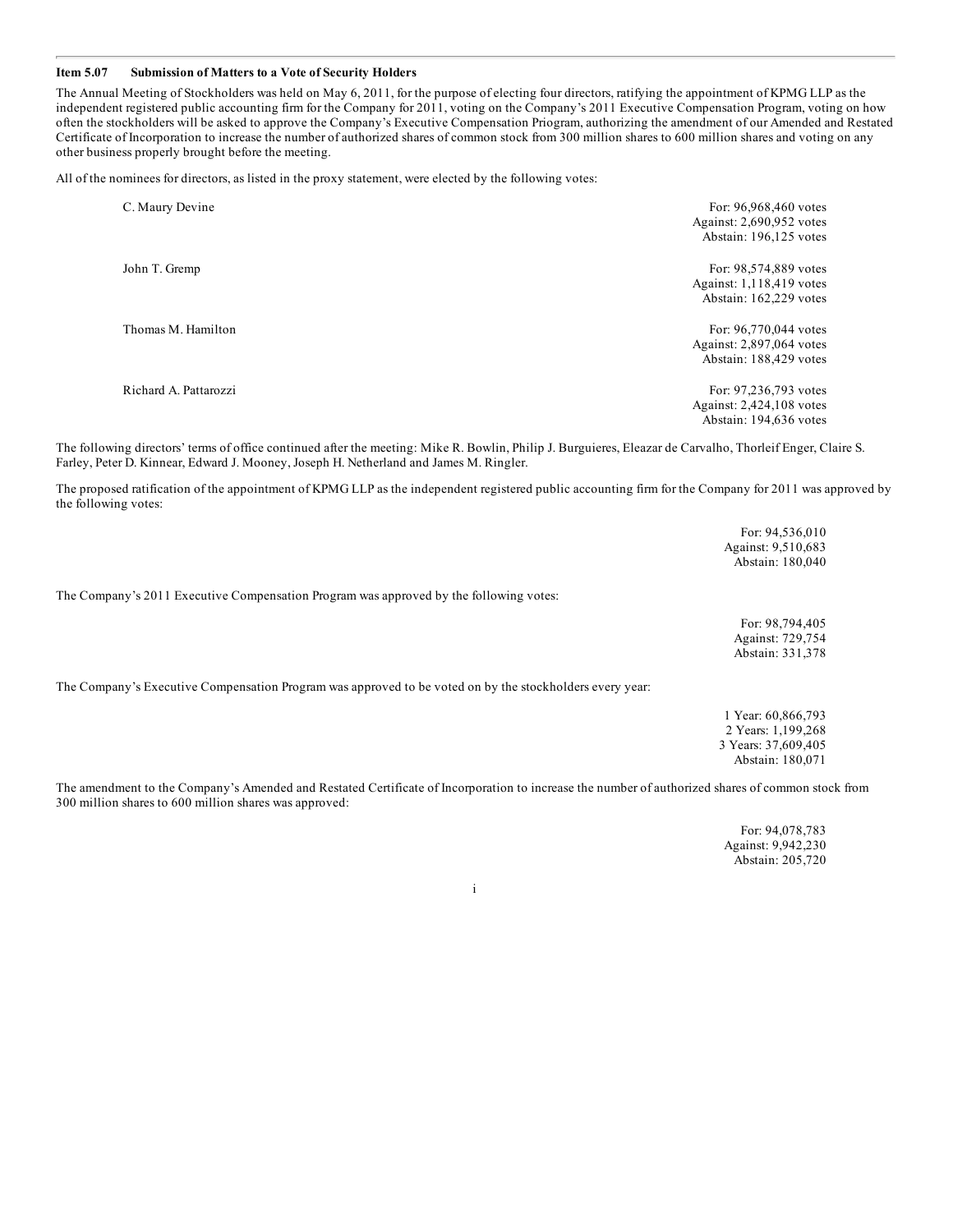## Item 5.07 Submission of Matters to a Vote of Security Holders

The Annual Meeting of Stockholders was held on May 6, 2011, for the purpose of electing four directors, ratifying the appointment of KPMG LLP as the independent registered public accounting firm for the Company for 2011, voting on the Company's 2011 Executive Compensation Program, voting on how often the stockholders will be asked to approve the Company's Executive Compensation Priogram, authorizing the amendment of our Amended and Restated Certificate of Incorporation to increase the number of authorized shares of common stock from 300 million shares to 600 million shares and voting on any other business properly brought before the meeting.

All of the nominees for directors, as listed in the proxy statement, were elected by the following votes:

| Nominee | Votes |
| --- | --- |
| C. Maury Devine | For: 96,968,460 votes<br>Against: 2,690,952 votes<br>Abstain: 196,125 votes |
| John T. Gremp | For: 98,574,889 votes<br>Against: 1,118,419 votes<br>Abstain: 162,229 votes |
| Thomas M. Hamilton | For: 96,770,044 votes<br>Against: 2,897,064 votes<br>Abstain: 188,429 votes |
| Richard A. Pattarozzi | For: 97,236,793 votes<br>Against: 2,424,108 votes<br>Abstain: 194,636 votes |

The following directors' terms of office continued after the meeting: Mike R. Bowlin, Philip J. Burguieres, Eleazar de Carvalho, Thorleif Enger, Claire S. Farley, Peter D. Kinnear, Edward J. Mooney, Joseph H. Netherland and James M. Ringler.

The proposed ratification of the appointment of KPMG LLP as the independent registered public accounting firm for the Company for 2011 was approved by the following votes:

For: 94,536,010
Against: 9,510,683
Abstain: 180,040

The Company's 2011 Executive Compensation Program was approved by the following votes:

For: 98,794,405
Against: 729,754
Abstain: 331,378

The Company's Executive Compensation Program was approved to be voted on by the stockholders every year:

1 Year: 60,866,793
2 Years: 1,199,268
3 Years: 37,609,405
Abstain: 180,071

The amendment to the Company's Amended and Restated Certificate of Incorporation to increase the number of authorized shares of common stock from 300 million shares to 600 million shares was approved:

For: 94,078,783
Against: 9,942,230
Abstain: 205,720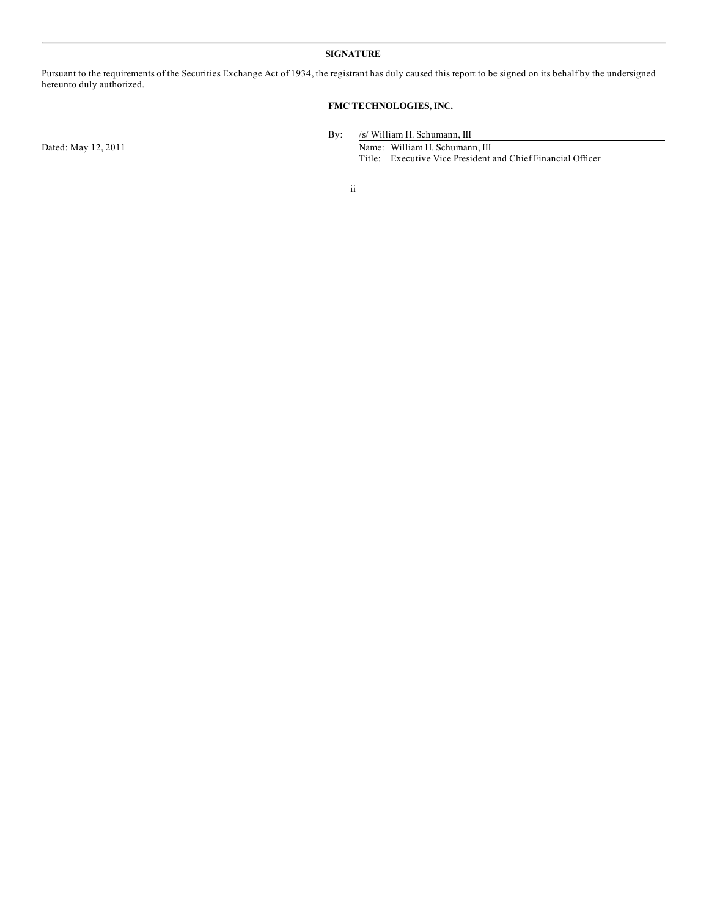## SIGNATURE

Pursuant to the requirements of the Securities Exchange Act of 1934, the registrant has duly caused this report to be signed on its behalf by the undersigned hereunto duly authorized.

**FMC TECHNOLOGIES, INC.**

Dated: May 12, 2011

By: /s/ William H. Schumann, III

Name: William H. Schumann, III

Title: Executive Vice President and Chief Financial Officer